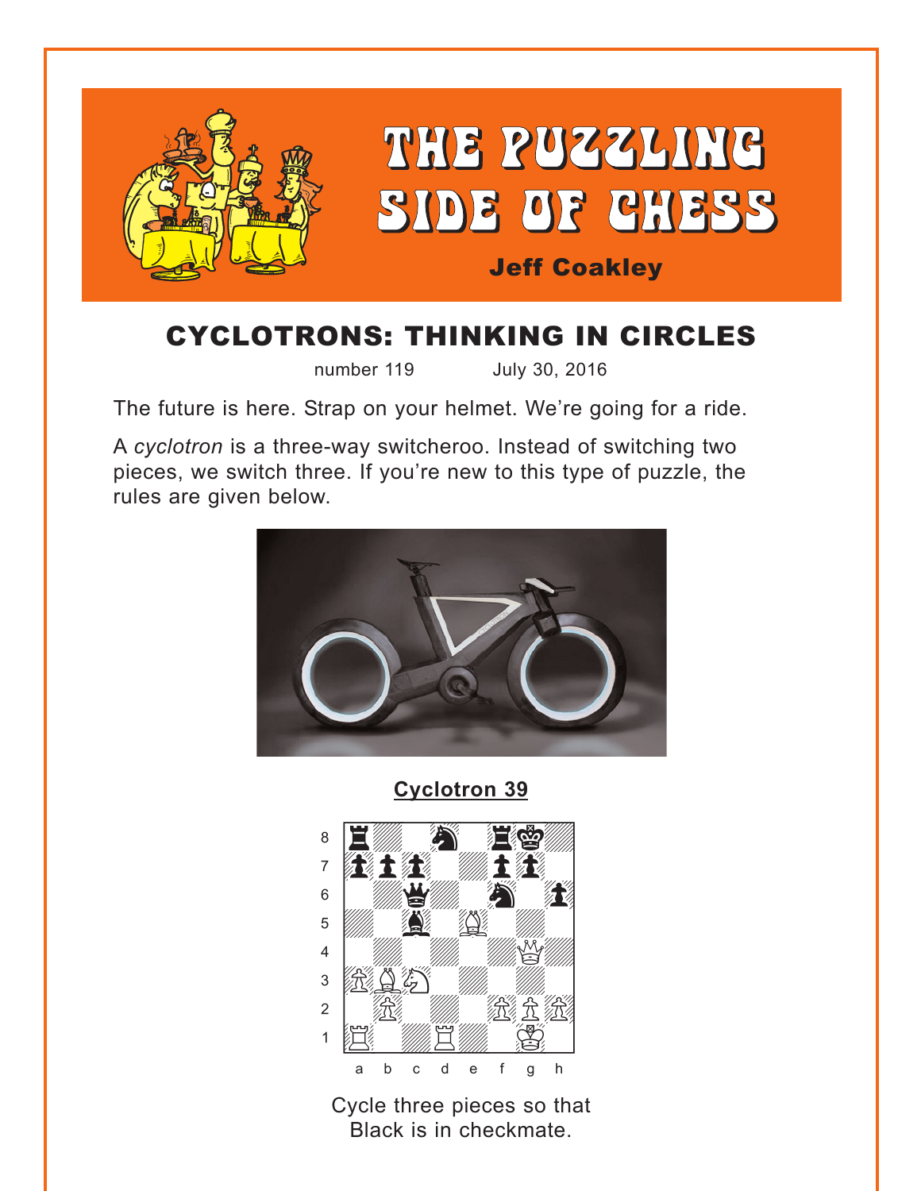# THE PUZZLING SIDE OF CHESS

**Jeff Coakley**

## CYCLOTRONS: THINKING IN CIRCLES

number 119 July 30, 2016

The future is here. Strap on your helmet. We're going for a ride.

A *cyclotron* is a three-way switcheroo. Instead of switching two pieces, we switch three. If you're new to this type of puzzle, the rules are given below.

### Cyclotron 39

Cycle three pieces so that Black is in checkmate.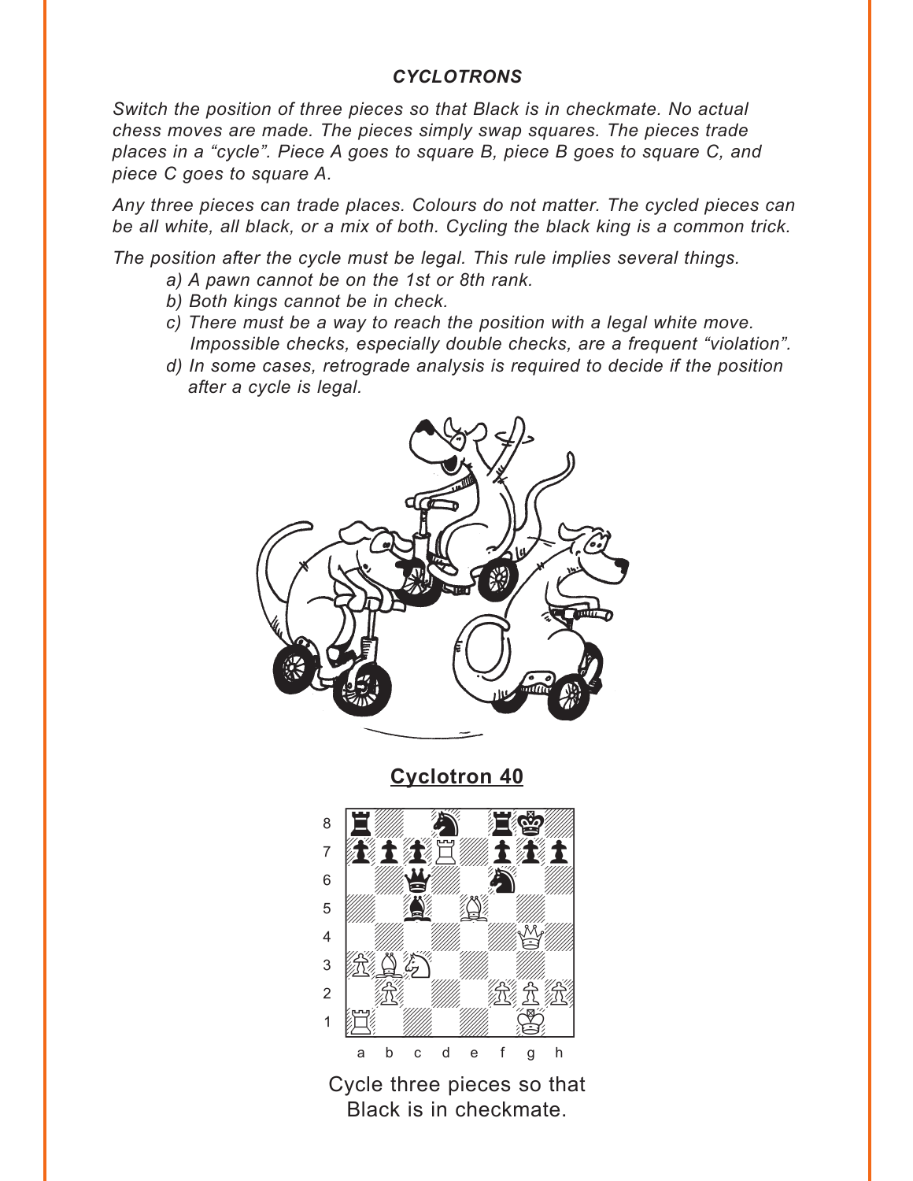### *CYCLOTRONS*

*Switch the position of three pieces so that Black is in checkmate. No actual chess moves are made. The pieces simply swap squares. The pieces trade places in a "cycle". Piece A goes to square B, piece B goes to square C, and piece C goes to square A.*

*Any three pieces can trade places. Colours do not matter. The cycled pieces can be all white, all black, or a mix of both. Cycling the black king is a common trick.*

*The position after the cycle must be legal. This rule implies several things.*

- *a) A pawn cannot be on the 1st or 8th rank.*
- *b) Both kings cannot be in check.*
- *c) There must be a way to reach the position with a legal white move. Impossible checks, especially double checks, are a frequent "violation".*
- *d) In some cases, retrograde analysis is required to decide if the position after a cycle is legal.*

## Cyclotron 40

Cycle three pieces so that Black is in checkmate.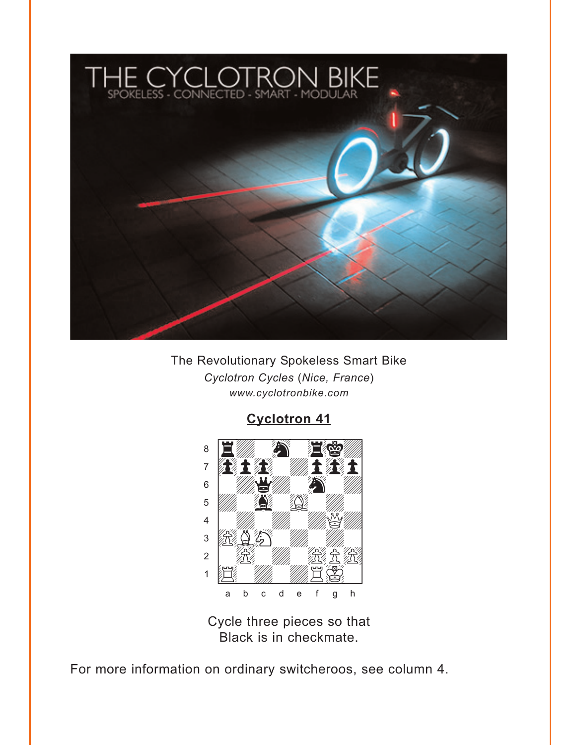The Revolutionary Spokeless Smart Bike

*Cyclotron Cycles* (*Nice, France*)

*www.cyclotronbike.com*

## Cyclotron 41

Cycle three pieces so that Black is in checkmate.

For more information on ordinary switcheroos, see column 4.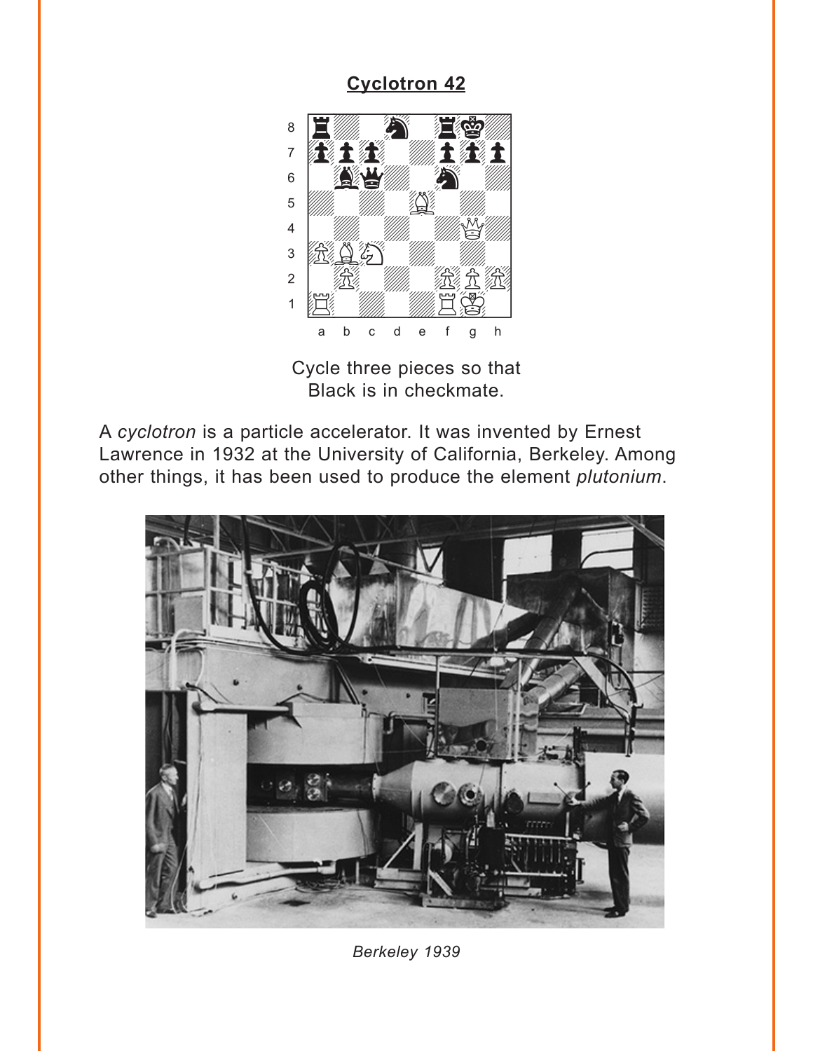## Cyclotron 42

Cycle three pieces so that
Black is in checkmate.

A *cyclotron* is a particle accelerator. It was invented by Ernest Lawrence in 1932 at the University of California, Berkeley. Among other things, it has been used to produce the element *plutonium*.

*Berkeley 1939*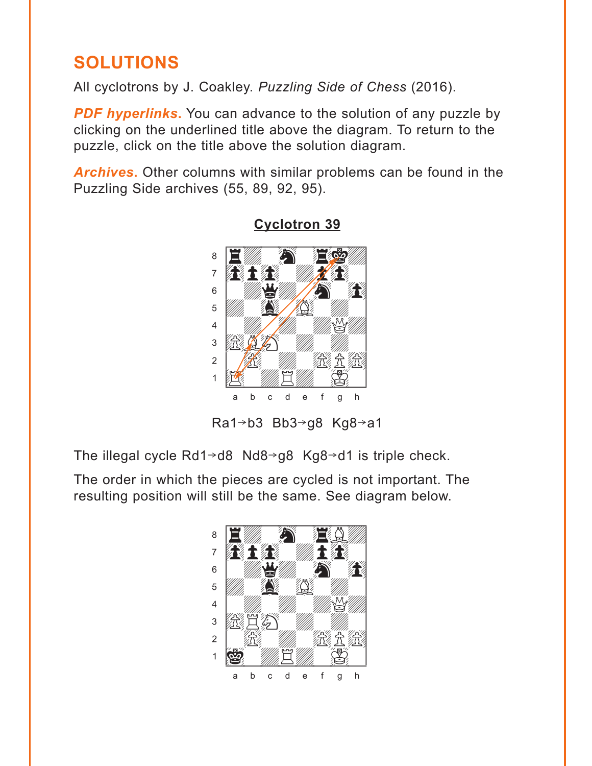## SOLUTIONS

All cyclotrons by J. Coakley. *Puzzling Side of Chess* (2016).

***PDF hyperlinks.*** You can advance to the solution of any puzzle by clicking on the underlined title above the diagram. To return to the puzzle, click on the title above the solution diagram.

***Archives.*** Other columns with similar problems can be found in the Puzzling Side archives (55, 89, 92, 95).

### Cyclotron 39

Ra1→b3 Bb3→g8 Kg8→a1

The illegal cycle Rd1→d8 Nd8→g8 Kg8→d1 is triple check.

The order in which the pieces are cycled is not important. The resulting position will still be the same. See diagram below.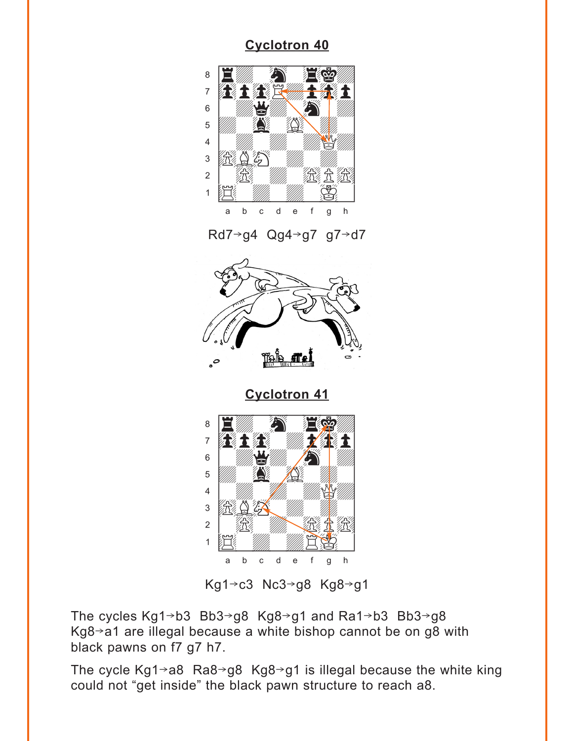## Cyclotron 40

Rd7→g4 Qg4→g7 g7→d7

## Cyclotron 41

Kg1→c3 Nc3→g8 Kg8→g1

The cycles Kg1→b3 Bb3→g8 Kg8→g1 and Ra1→b3 Bb3→g8 Kg8→a1 are illegal because a white bishop cannot be on g8 with black pawns on f7 g7 h7.

The cycle Kg1→a8 Ra8→g8 Kg8→g1 is illegal because the white king could not “get inside” the black pawn structure to reach a8.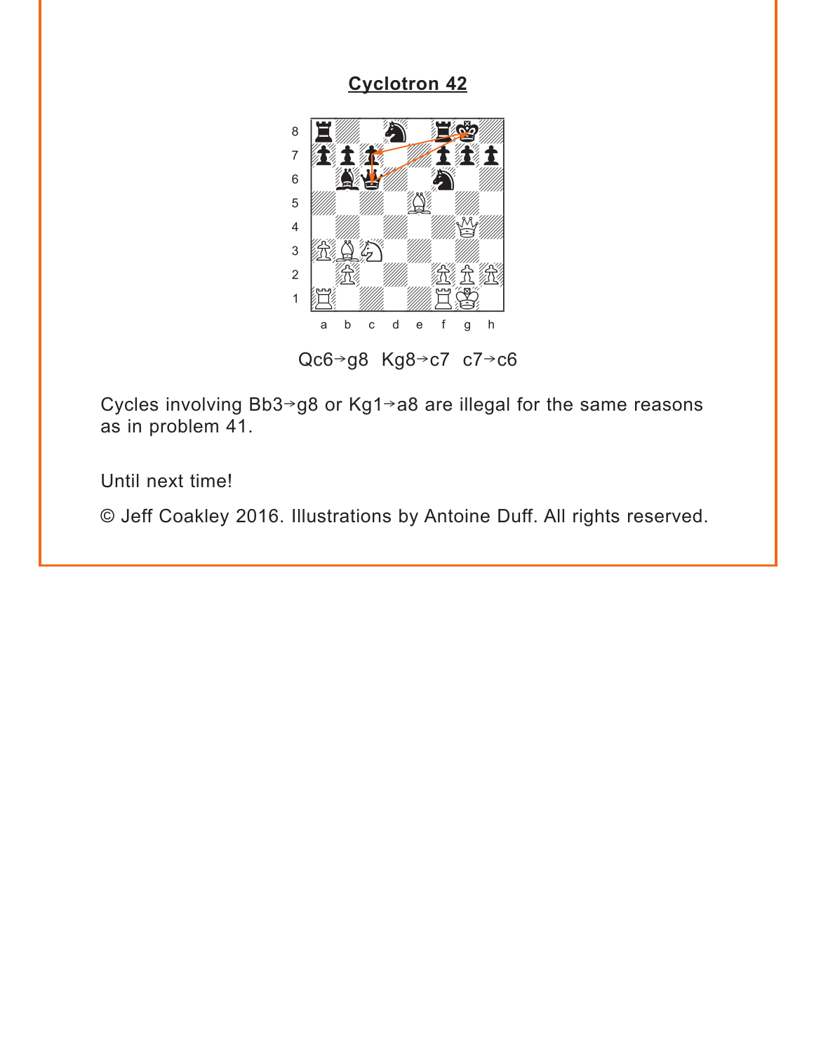## Cyclotron 42

Qc6→g8  Kg8→c7  c7→c6

Cycles involving Bb3→g8 or Kg1→a8 are illegal for the same reasons as in problem 41.

Until next time!

© Jeff Coakley 2016. Illustrations by Antoine Duff. All rights reserved.